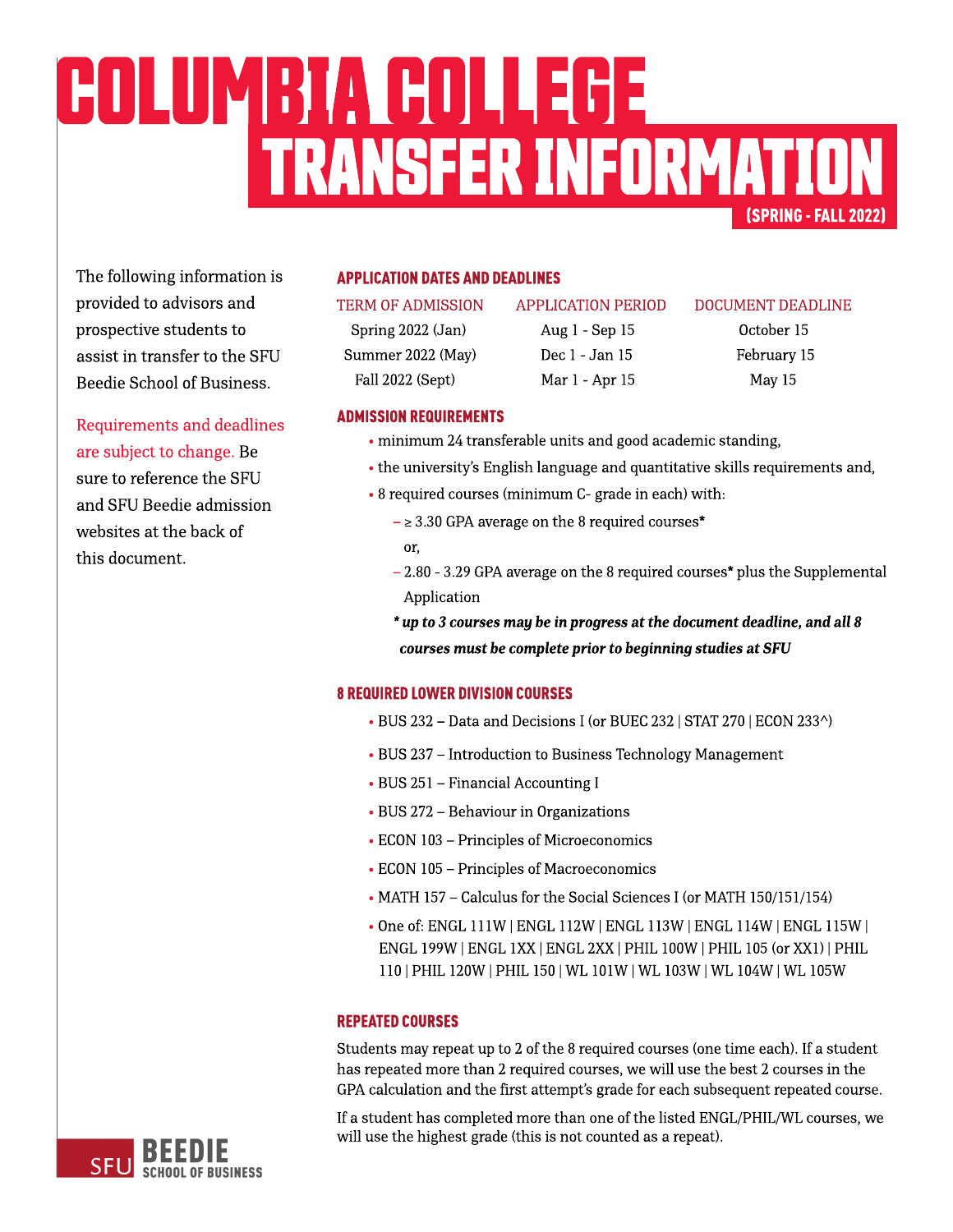# COLUMBIA COLLEGE TRANSFER INFORMATION

(SPRING - FALL 2022)

The following information is provided to advisors and prospective students to assist in transfer to the SFU Beedie School of Business.

Requirements and deadlines are subject to change. Be sure to reference the SFU and SFU Beedie admission websites at the back of this document.

## APPLICATION DATES AND DEADLINES

| TERM OF ADMISSION | APPLICATION PERIOD | DOCUMENT DEADLINE |
|---|---|---|
| Spring 2022 (Jan) | Aug 1 - Sep 15 | October 15 |
| Summer 2022 (May) | Dec 1 - Jan 15 | February 15 |
| Fall 2022 (Sept) | Mar 1 - Apr 15 | May 15 |

## ADMISSION REQUIREMENTS

- minimum 24 transferable units and good academic standing,
- the university's English language and quantitative skills requirements and,
- 8 required courses (minimum C- grade in each) with:
  - ≥ 3.30 GPA average on the 8 required courses*

    or,
  - 2.80 - 3.29 GPA average on the 8 required courses* plus the Supplemental Application

  ***\* up to 3 courses may be in progress at the document deadline, and all 8 courses must be complete prior to beginning studies at SFU***

## 8 REQUIRED LOWER DIVISION COURSES

- BUS 232 – Data and Decisions I (or BUEC 232 | STAT 270 | ECON 233^)
- BUS 237 – Introduction to Business Technology Management
- BUS 251 – Financial Accounting I
- BUS 272 – Behaviour in Organizations
- ECON 103 – Principles of Microeconomics
- ECON 105 – Principles of Macroeconomics
- MATH 157 – Calculus for the Social Sciences I (or MATH 150/151/154)
- One of: ENGL 111W | ENGL 112W | ENGL 113W | ENGL 114W | ENGL 115W | ENGL 199W | ENGL 1XX | ENGL 2XX | PHIL 100W | PHIL 105 (or XX1) | PHIL 110 | PHIL 120W | PHIL 150 | WL 101W | WL 103W | WL 104W | WL 105W

## REPEATED COURSES

Students may repeat up to 2 of the 8 required courses (one time each). If a student has repeated more than 2 required courses, we will use the best 2 courses in the GPA calculation and the first attempt's grade for each subsequent repeated course.

If a student has completed more than one of the listed ENGL/PHIL/WL courses, we will use the highest grade (this is not counted as a repeat).

SFU BEEDIE SCHOOL OF BUSINESS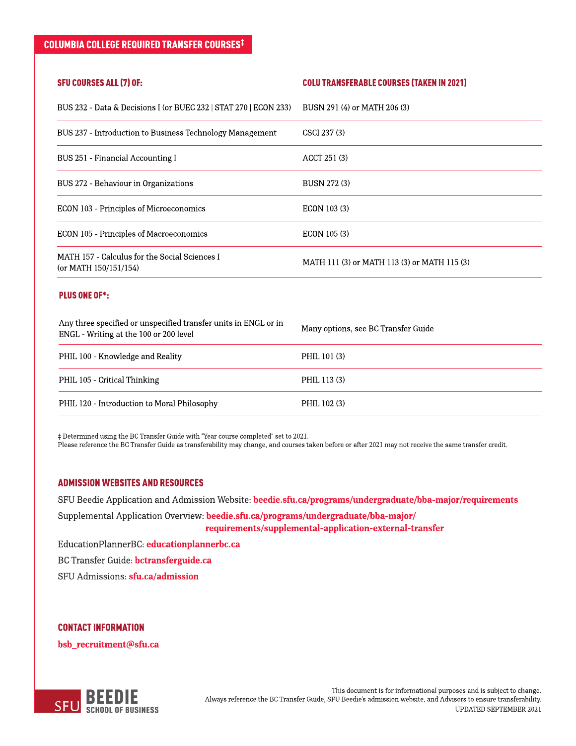## COLUMBIA COLLEGE REQUIRED TRANSFER COURSES‡

| SFU COURSES ALL (7) OF: | COLU TRANSFERABLE COURSES (TAKEN IN 2021) |
|---|---|
| BUS 232 - Data & Decisions I (or BUEC 232 \| STAT 270 \| ECON 233) | BUSN 291 (4) or MATH 206 (3) |
| BUS 237 - Introduction to Business Technology Management | CSCI 237 (3) |
| BUS 251 - Financial Accounting I | ACCT 251 (3) |
| BUS 272 - Behaviour in Organizations | BUSN 272 (3) |
| ECON 103 - Principles of Microeconomics | ECON 103 (3) |
| ECON 105 - Principles of Macroeconomics | ECON 105 (3) |
| MATH 157 - Calculus for the Social Sciences I (or MATH 150/151/154) | MATH 111 (3) or MATH 113 (3) or MATH 115 (3) |

**PLUS ONE OF*:**

| | |
|---|---|
| Any three specified or unspecified transfer units in ENGL or in ENGL - Writing at the 100 or 200 level | Many options, see BC Transfer Guide |
| PHIL 100 - Knowledge and Reality | PHIL 101 (3) |
| PHIL 105 - Critical Thinking | PHIL 113 (3) |
| PHIL 120 - Introduction to Moral Philosophy | PHIL 102 (3) |

‡ Determined using the BC Transfer Guide with "Year course completed" set to 2021.
Please reference the BC Transfer Guide as transferability may change, and courses taken before or after 2021 may not receive the same transfer credit.

### ADMISSION WEBSITES AND RESOURCES

SFU Beedie Application and Admission Website: **beedie.sfu.ca/programs/undergraduate/bba-major/requirements**

Supplemental Application Overview: **beedie.sfu.ca/programs/undergraduate/bba-major/requirements/supplemental-application-external-transfer**

EducationPlannerBC: **educationplannerbc.ca**

BC Transfer Guide: **bctransferguide.ca**

SFU Admissions: **sfu.ca/admission**

### CONTACT INFORMATION

**bsb_recruitment@sfu.ca**

SFU BEEDIE SCHOOL OF BUSINESS

This document is for informational purposes and is subject to change.
Always reference the BC Transfer Guide, SFU Beedie's admission website, and Advisors to ensure transferability.
UPDATED SEPTEMBER 2021